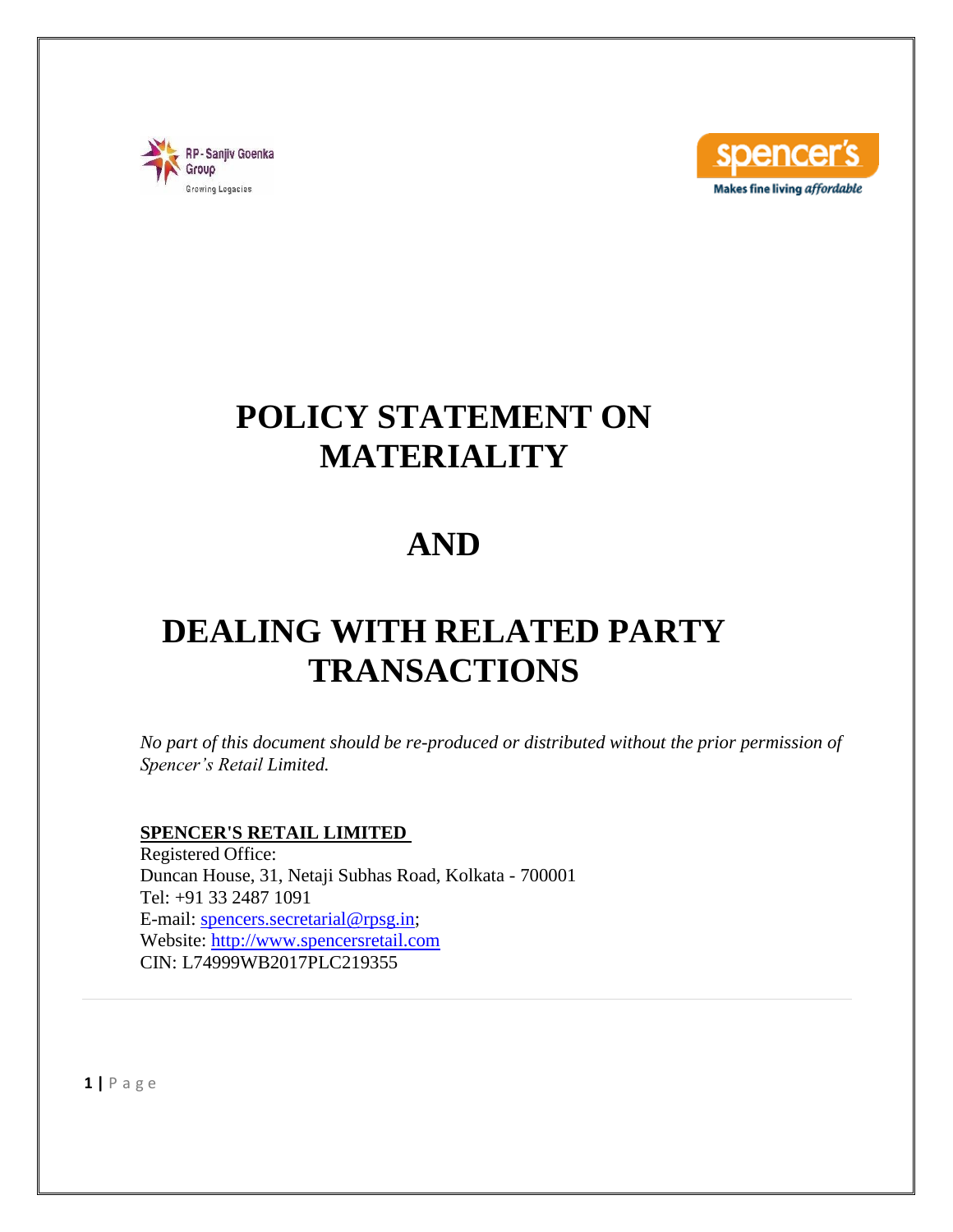# POLICY STATEMENT ON MATERIALITY

# AND

# DEALING WITH RELATED PARTY TRANSACTIONS

*No part of this document should be re-produced or distributed without the prior permission of Spencer's Retail Limited.*

**SPENCER'S RETAIL LIMITED**
Registered Office:
Duncan House, 31, Netaji Subhas Road, Kolkata - 700001
Tel: +91 33 2487 1091
E-mail: spencers.secretarial@rpsg.in;
Website: http://www.spencersretail.com
CIN: L74999WB2017PLC219355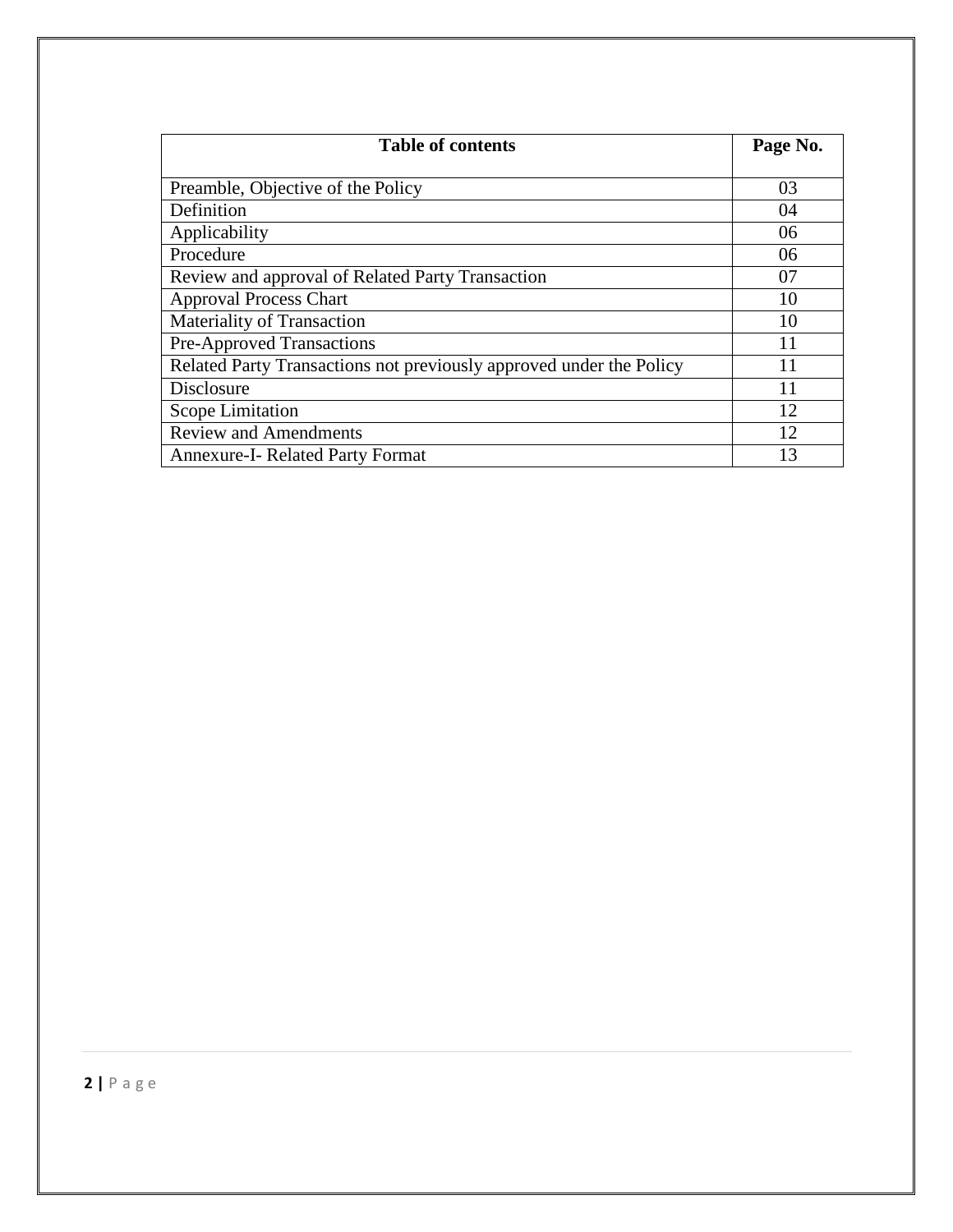| Table of contents | Page No. |
|---|---|
| Preamble, Objective of the Policy | 03 |
| Definition | 04 |
| Applicability | 06 |
| Procedure | 06 |
| Review and approval of Related Party Transaction | 07 |
| Approval Process Chart | 10 |
| Materiality of Transaction | 10 |
| Pre-Approved Transactions | 11 |
| Related Party Transactions not previously approved under the Policy | 11 |
| Disclosure | 11 |
| Scope Limitation | 12 |
| Review and Amendments | 12 |
| Annexure-I- Related Party Format | 13 |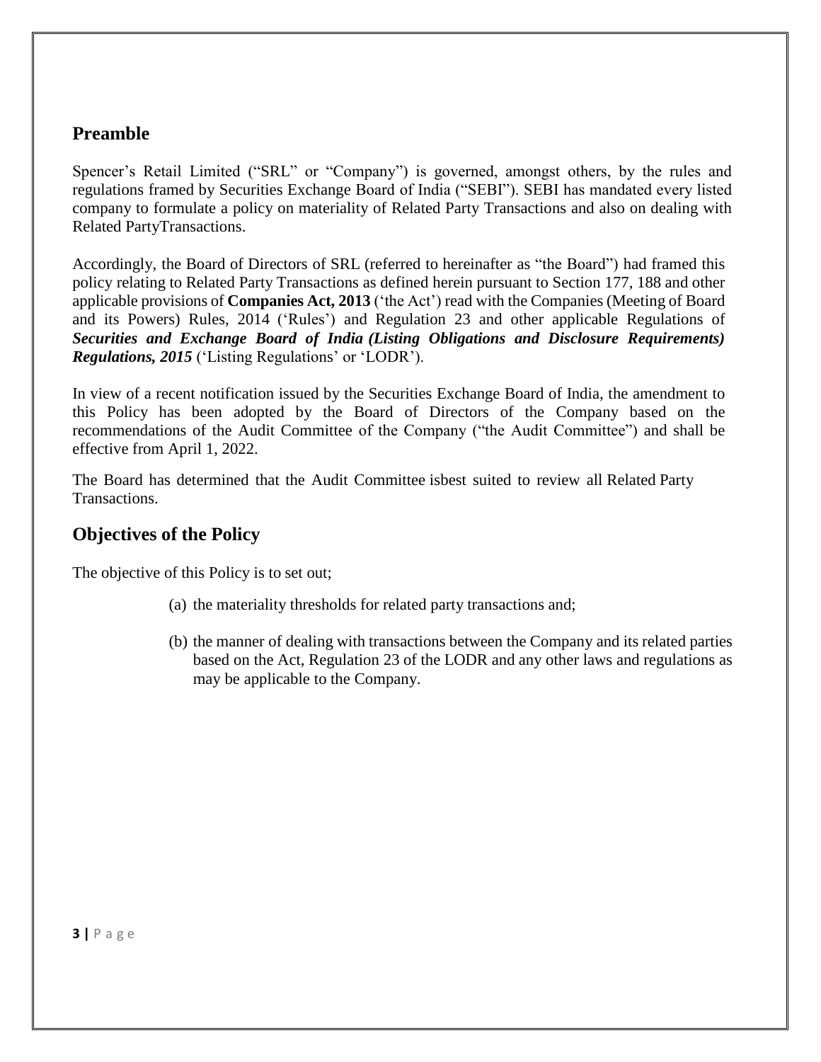## Preamble

Spencer's Retail Limited ("SRL" or "Company") is governed, amongst others, by the rules and regulations framed by Securities Exchange Board of India ("SEBI"). SEBI has mandated every listed company to formulate a policy on materiality of Related Party Transactions and also on dealing with Related PartyTransactions.

Accordingly, the Board of Directors of SRL (referred to hereinafter as "the Board") had framed this policy relating to Related Party Transactions as defined herein pursuant to Section 177, 188 and other applicable provisions of **Companies Act, 2013** ('the Act') read with the Companies (Meeting of Board and its Powers) Rules, 2014 ('Rules') and Regulation 23 and other applicable Regulations of ***Securities and Exchange Board of India (Listing Obligations and Disclosure Requirements) Regulations, 2015*** ('Listing Regulations' or 'LODR').

In view of a recent notification issued by the Securities Exchange Board of India, the amendment to this Policy has been adopted by the Board of Directors of the Company based on the recommendations of the Audit Committee of the Company ("the Audit Committee") and shall be effective from April 1, 2022.

The Board has determined that the Audit Committee isbest suited to review all Related Party Transactions.

## Objectives of the Policy

The objective of this Policy is to set out;

(a) the materiality thresholds for related party transactions and;

(b) the manner of dealing with transactions between the Company and its related parties based on the Act, Regulation 23 of the LODR and any other laws and regulations as may be applicable to the Company.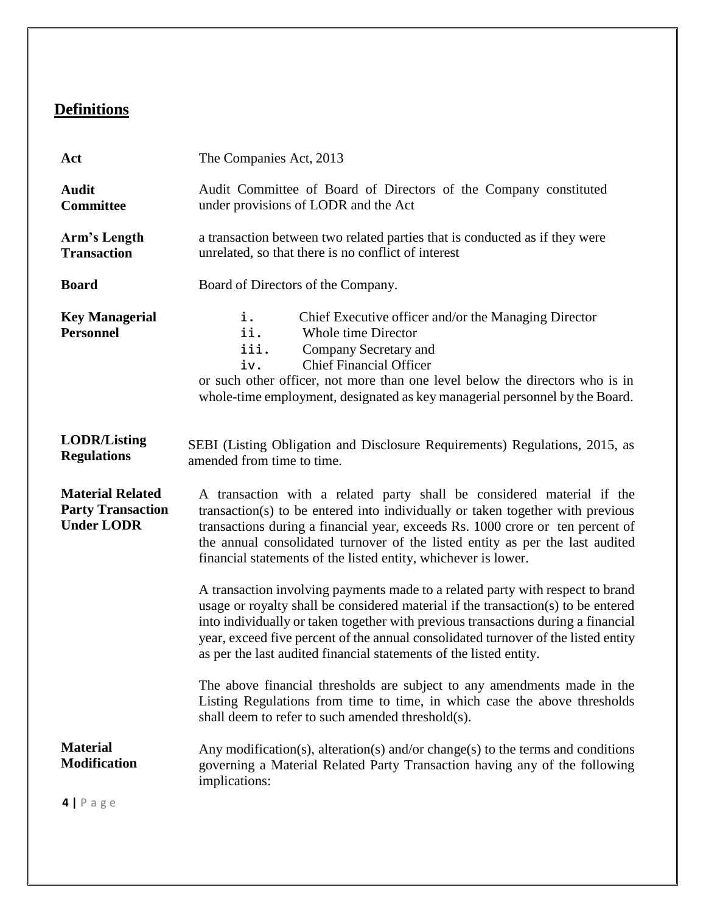## Definitions

| Term | Definition |
|---|---|
| **Act** | The Companies Act, 2013 |
| **Audit Committee** | Audit Committee of Board of Directors of the Company constituted under provisions of LODR and the Act |
| **Arm's Length Transaction** | a transaction between two related parties that is conducted as if they were unrelated, so that there is no conflict of interest |
| **Board** | Board of Directors of the Company. |
| **Key Managerial Personnel** | i. Chief Executive officer and/or the Managing Director<br>ii. Whole time Director<br>iii. Company Secretary and<br>iv. Chief Financial Officer<br>or such other officer, not more than one level below the directors who is in whole-time employment, designated as key managerial personnel by the Board. |
| **LODR/Listing Regulations** | SEBI (Listing Obligation and Disclosure Requirements) Regulations, 2015, as amended from time to time. |
| **Material Related Party Transaction Under LODR** | A transaction with a related party shall be considered material if the transaction(s) to be entered into individually or taken together with previous transactions during a financial year, exceeds Rs. 1000 crore or ten percent of the annual consolidated turnover of the listed entity as per the last audited financial statements of the listed entity, whichever is lower.<br><br>A transaction involving payments made to a related party with respect to brand usage or royalty shall be considered material if the transaction(s) to be entered into individually or taken together with previous transactions during a financial year, exceed five percent of the annual consolidated turnover of the listed entity as per the last audited financial statements of the listed entity.<br><br>The above financial thresholds are subject to any amendments made in the Listing Regulations from time to time, in which case the above thresholds shall deem to refer to such amended threshold(s). |
| **Material Modification** | Any modification(s), alteration(s) and/or change(s) to the terms and conditions governing a Material Related Party Transaction having any of the following implications: |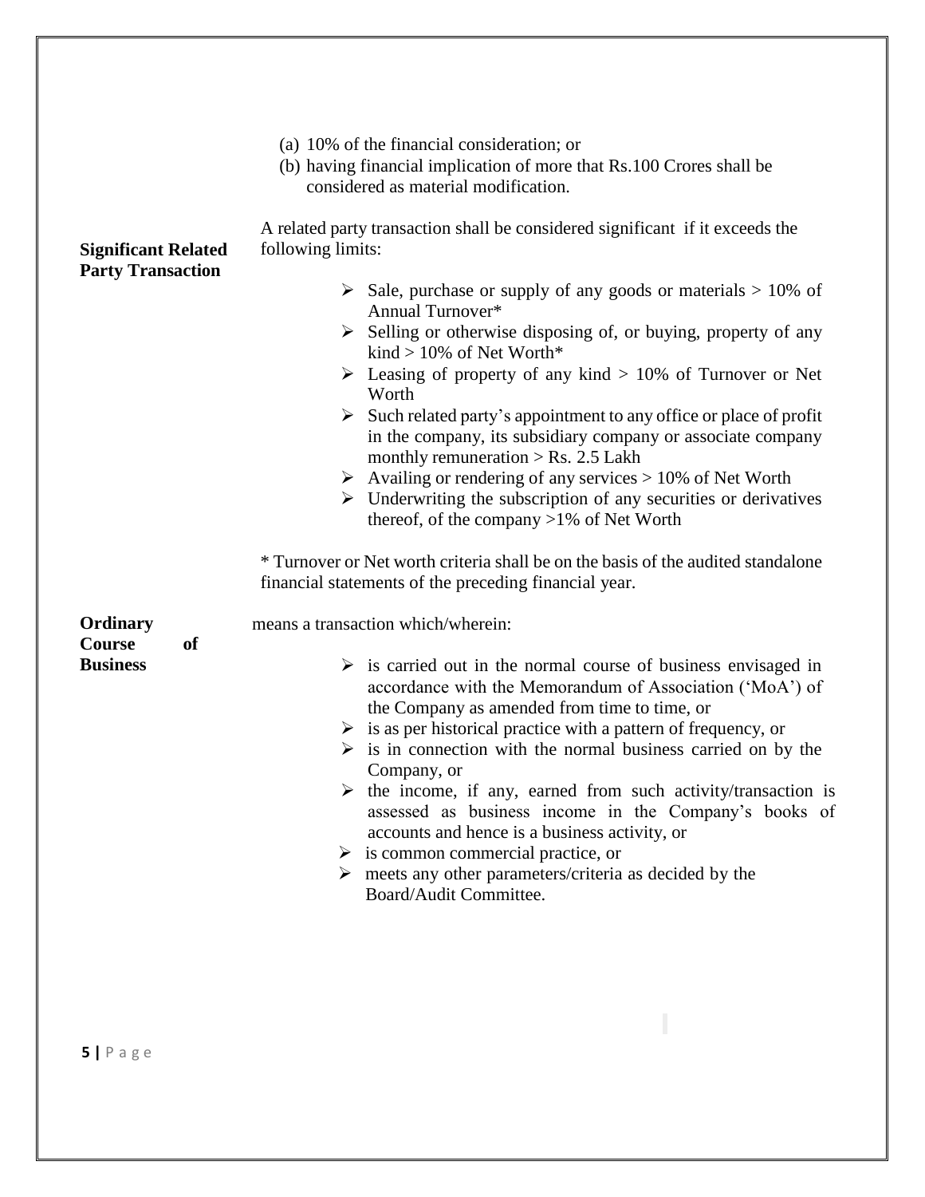(a) 10% of the financial consideration; or
(b) having financial implication of more that Rs.100 Crores shall be considered as material modification.

**Significant Related Party Transaction**

A related party transaction shall be considered significant if it exceeds the following limits:

- Sale, purchase or supply of any goods or materials > 10% of Annual Turnover*
- Selling or otherwise disposing of, or buying, property of any kind > 10% of Net Worth*
- Leasing of property of any kind > 10% of Turnover or Net Worth
- Such related party's appointment to any office or place of profit in the company, its subsidiary company or associate company monthly remuneration > Rs. 2.5 Lakh
- Availing or rendering of any services > 10% of Net Worth
- Underwriting the subscription of any securities or derivatives thereof, of the company >1% of Net Worth

* Turnover or Net worth criteria shall be on the basis of the audited standalone financial statements of the preceding financial year.

**Ordinary Course of Business**

means a transaction which/wherein:

- is carried out in the normal course of business envisaged in accordance with the Memorandum of Association ('MoA') of the Company as amended from time to time, or
- is as per historical practice with a pattern of frequency, or
- is in connection with the normal business carried on by the Company, or
- the income, if any, earned from such activity/transaction is assessed as business income in the Company's books of accounts and hence is a business activity, or
- is common commercial practice, or
- meets any other parameters/criteria as decided by the Board/Audit Committee.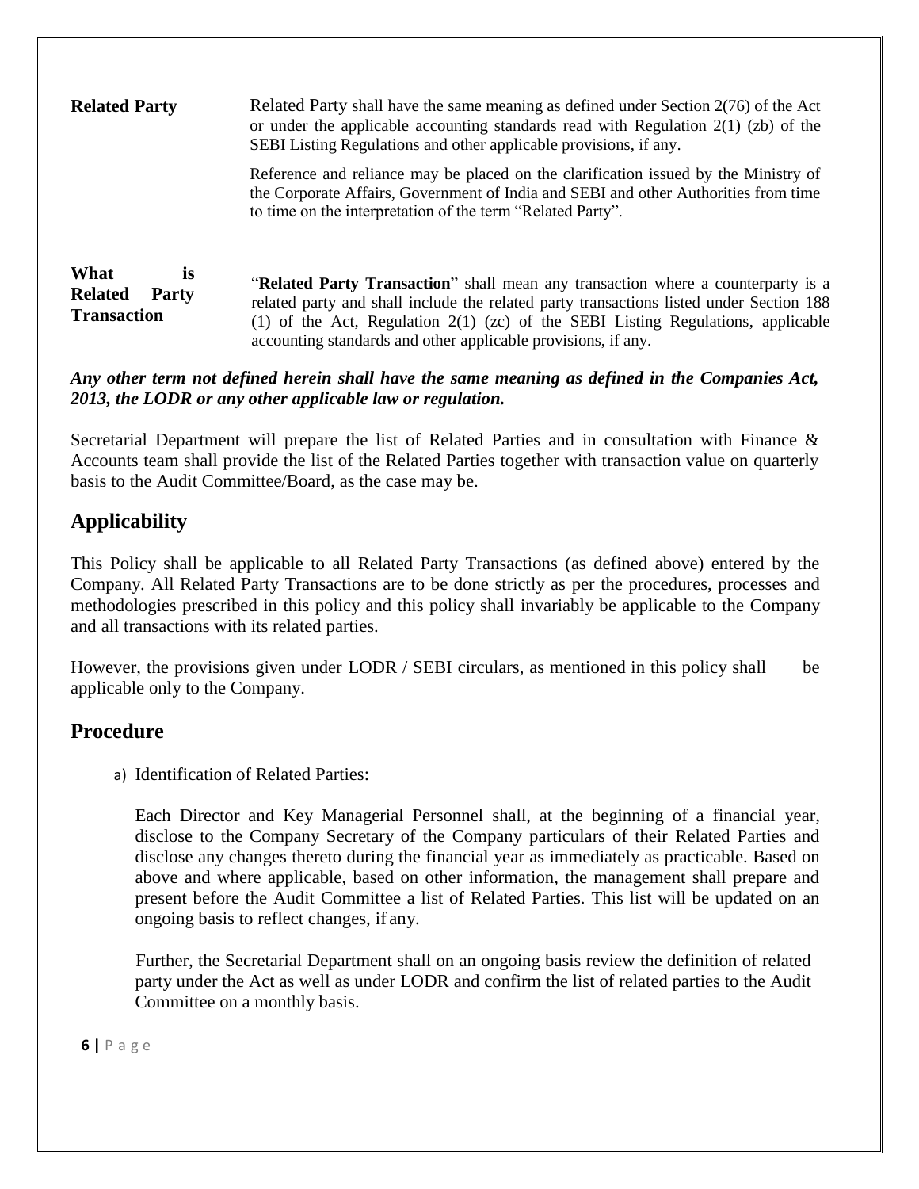**Related Party** Related Party shall have the same meaning as defined under Section 2(76) of the Act or under the applicable accounting standards read with Regulation 2(1) (zb) of the SEBI Listing Regulations and other applicable provisions, if any.

Reference and reliance may be placed on the clarification issued by the Ministry of the Corporate Affairs, Government of India and SEBI and other Authorities from time to time on the interpretation of the term "Related Party".

**What is Related Party Transaction** "**Related Party Transaction**" shall mean any transaction where a counterparty is a related party and shall include the related party transactions listed under Section 188 (1) of the Act, Regulation 2(1) (zc) of the SEBI Listing Regulations, applicable accounting standards and other applicable provisions, if any.

***Any other term not defined herein shall have the same meaning as defined in the Companies Act, 2013, the LODR or any other applicable law or regulation.***

Secretarial Department will prepare the list of Related Parties and in consultation with Finance & Accounts team shall provide the list of the Related Parties together with transaction value on quarterly basis to the Audit Committee/Board, as the case may be.

## Applicability

This Policy shall be applicable to all Related Party Transactions (as defined above) entered by the Company. All Related Party Transactions are to be done strictly as per the procedures, processes and methodologies prescribed in this policy and this policy shall invariably be applicable to the Company and all transactions with its related parties.

However, the provisions given under LODR / SEBI circulars, as mentioned in this policy shall be applicable only to the Company.

## Procedure

a) Identification of Related Parties:

Each Director and Key Managerial Personnel shall, at the beginning of a financial year, disclose to the Company Secretary of the Company particulars of their Related Parties and disclose any changes thereto during the financial year as immediately as practicable. Based on above and where applicable, based on other information, the management shall prepare and present before the Audit Committee a list of Related Parties. This list will be updated on an ongoing basis to reflect changes, if any.

Further, the Secretarial Department shall on an ongoing basis review the definition of related party under the Act as well as under LODR and confirm the list of related parties to the Audit Committee on a monthly basis.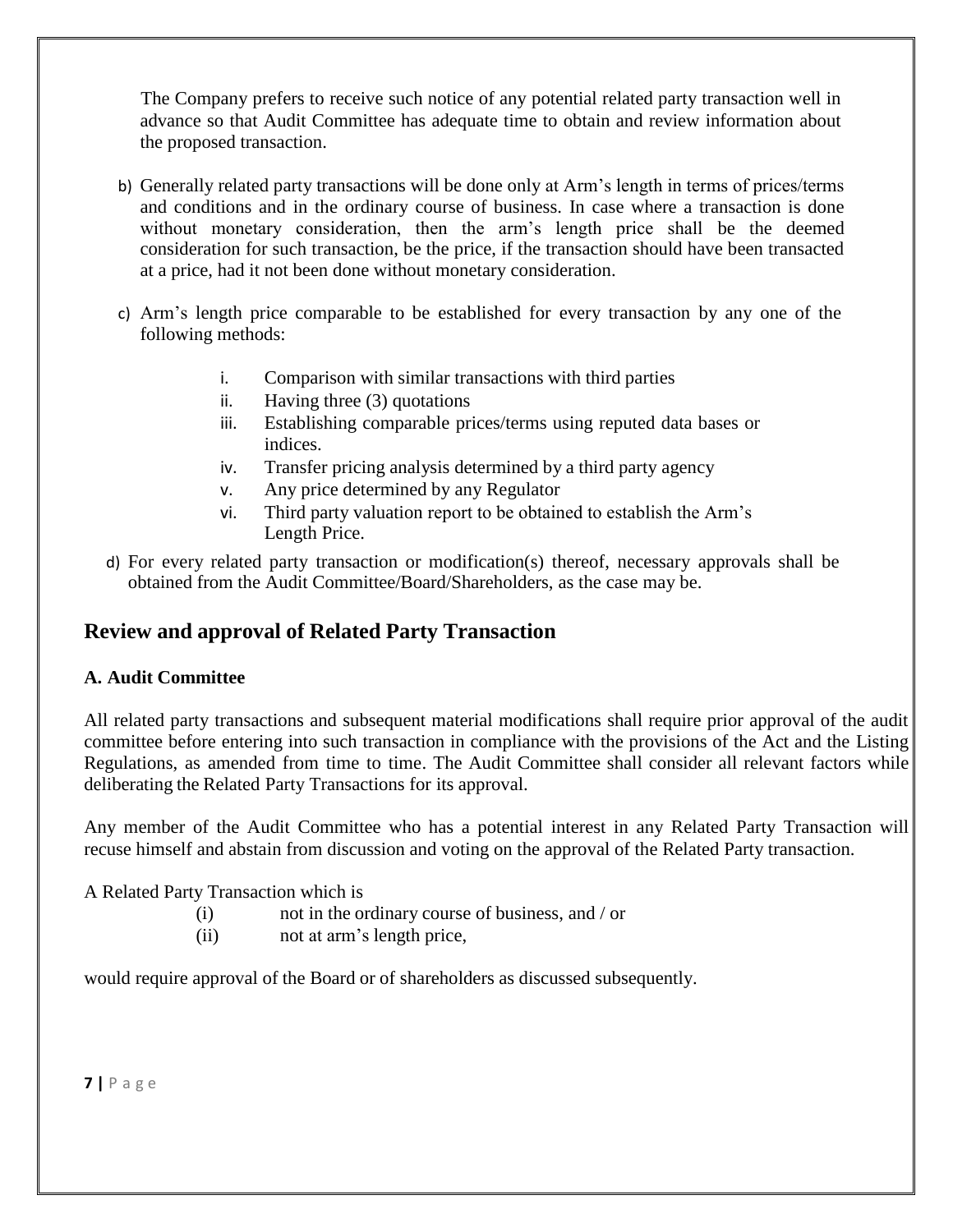The Company prefers to receive such notice of any potential related party transaction well in advance so that Audit Committee has adequate time to obtain and review information about the proposed transaction.

b) Generally related party transactions will be done only at Arm's length in terms of prices/terms and conditions and in the ordinary course of business. In case where a transaction is done without monetary consideration, then the arm's length price shall be the deemed consideration for such transaction, be the price, if the transaction should have been transacted at a price, had it not been done without monetary consideration.

c) Arm's length price comparable to be established for every transaction by any one of the following methods:

   i. Comparison with similar transactions with third parties
   ii. Having three (3) quotations
   iii. Establishing comparable prices/terms using reputed data bases or indices.
   iv. Transfer pricing analysis determined by a third party agency
   v. Any price determined by any Regulator
   vi. Third party valuation report to be obtained to establish the Arm's Length Price.

d) For every related party transaction or modification(s) thereof, necessary approvals shall be obtained from the Audit Committee/Board/Shareholders, as the case may be.

## Review and approval of Related Party Transaction

### A. Audit Committee

All related party transactions and subsequent material modifications shall require prior approval of the audit committee before entering into such transaction in compliance with the provisions of the Act and the Listing Regulations, as amended from time to time. The Audit Committee shall consider all relevant factors while deliberating the Related Party Transactions for its approval.

Any member of the Audit Committee who has a potential interest in any Related Party Transaction will recuse himself and abstain from discussion and voting on the approval of the Related Party transaction.

A Related Party Transaction which is

(i) not in the ordinary course of business, and / or
(ii) not at arm's length price,

would require approval of the Board or of shareholders as discussed subsequently.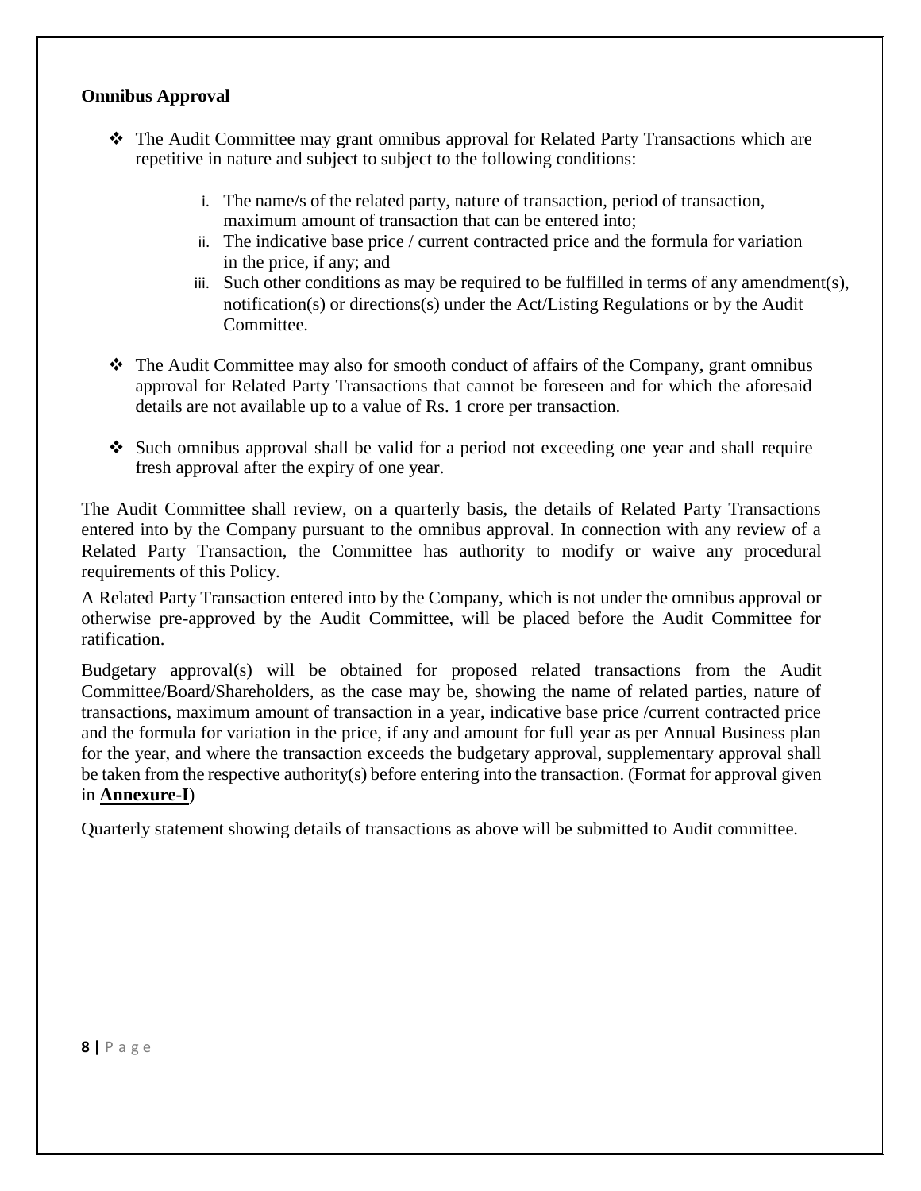**Omnibus Approval**

- The Audit Committee may grant omnibus approval for Related Party Transactions which are repetitive in nature and subject to subject to the following conditions:

    i. The name/s of the related party, nature of transaction, period of transaction, maximum amount of transaction that can be entered into;
    ii. The indicative base price / current contracted price and the formula for variation in the price, if any; and
    iii. Such other conditions as may be required to be fulfilled in terms of any amendment(s), notification(s) or directions(s) under the Act/Listing Regulations or by the Audit Committee.

- The Audit Committee may also for smooth conduct of affairs of the Company, grant omnibus approval for Related Party Transactions that cannot be foreseen and for which the aforesaid details are not available up to a value of Rs. 1 crore per transaction.

- Such omnibus approval shall be valid for a period not exceeding one year and shall require fresh approval after the expiry of one year.

The Audit Committee shall review, on a quarterly basis, the details of Related Party Transactions entered into by the Company pursuant to the omnibus approval. In connection with any review of a Related Party Transaction, the Committee has authority to modify or waive any procedural requirements of this Policy.

A Related Party Transaction entered into by the Company, which is not under the omnibus approval or otherwise pre-approved by the Audit Committee, will be placed before the Audit Committee for ratification.

Budgetary approval(s) will be obtained for proposed related transactions from the Audit Committee/Board/Shareholders, as the case may be, showing the name of related parties, nature of transactions, maximum amount of transaction in a year, indicative base price /current contracted price and the formula for variation in the price, if any and amount for full year as per Annual Business plan for the year, and where the transaction exceeds the budgetary approval, supplementary approval shall be taken from the respective authority(s) before entering into the transaction. (Format for approval given in **Annexure-I**)

Quarterly statement showing details of transactions as above will be submitted to Audit committee.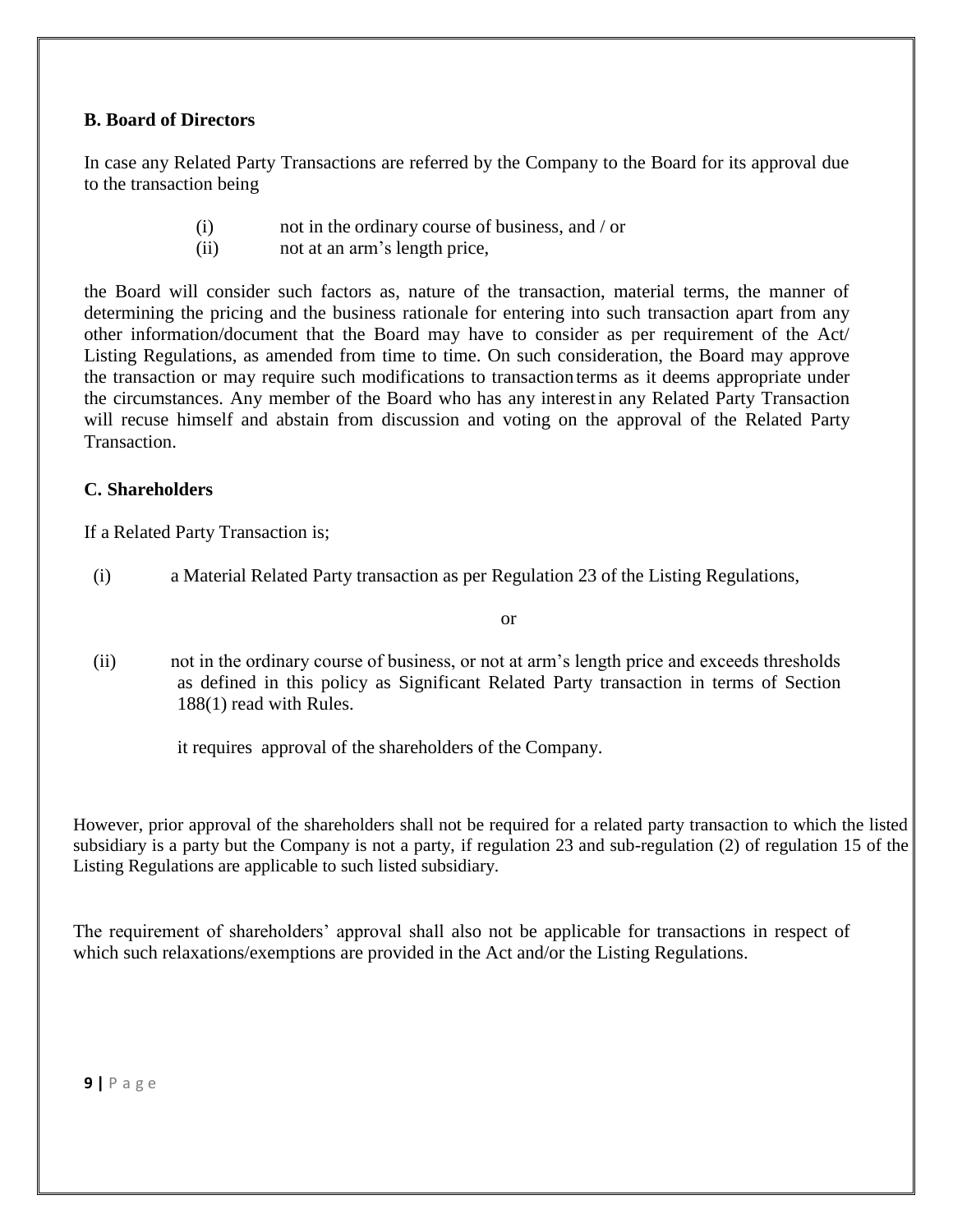### B. Board of Directors

In case any Related Party Transactions are referred by the Company to the Board for its approval due to the transaction being

- (i) not in the ordinary course of business, and / or
- (ii) not at an arm's length price,

the Board will consider such factors as, nature of the transaction, material terms, the manner of determining the pricing and the business rationale for entering into such transaction apart from any other information/document that the Board may have to consider as per requirement of the Act/ Listing Regulations, as amended from time to time. On such consideration, the Board may approve the transaction or may require such modifications to transaction terms as it deems appropriate under the circumstances. Any member of the Board who has any interest in any Related Party Transaction will recuse himself and abstain from discussion and voting on the approval of the Related Party Transaction.

### C. Shareholders

If a Related Party Transaction is;

(i) a Material Related Party transaction as per Regulation 23 of the Listing Regulations,

or

(ii) not in the ordinary course of business, or not at arm's length price and exceeds thresholds as defined in this policy as Significant Related Party transaction in terms of Section 188(1) read with Rules.

it requires approval of the shareholders of the Company.

However, prior approval of the shareholders shall not be required for a related party transaction to which the listed subsidiary is a party but the Company is not a party, if regulation 23 and sub-regulation (2) of regulation 15 of the Listing Regulations are applicable to such listed subsidiary.

The requirement of shareholders' approval shall also not be applicable for transactions in respect of which such relaxations/exemptions are provided in the Act and/or the Listing Regulations.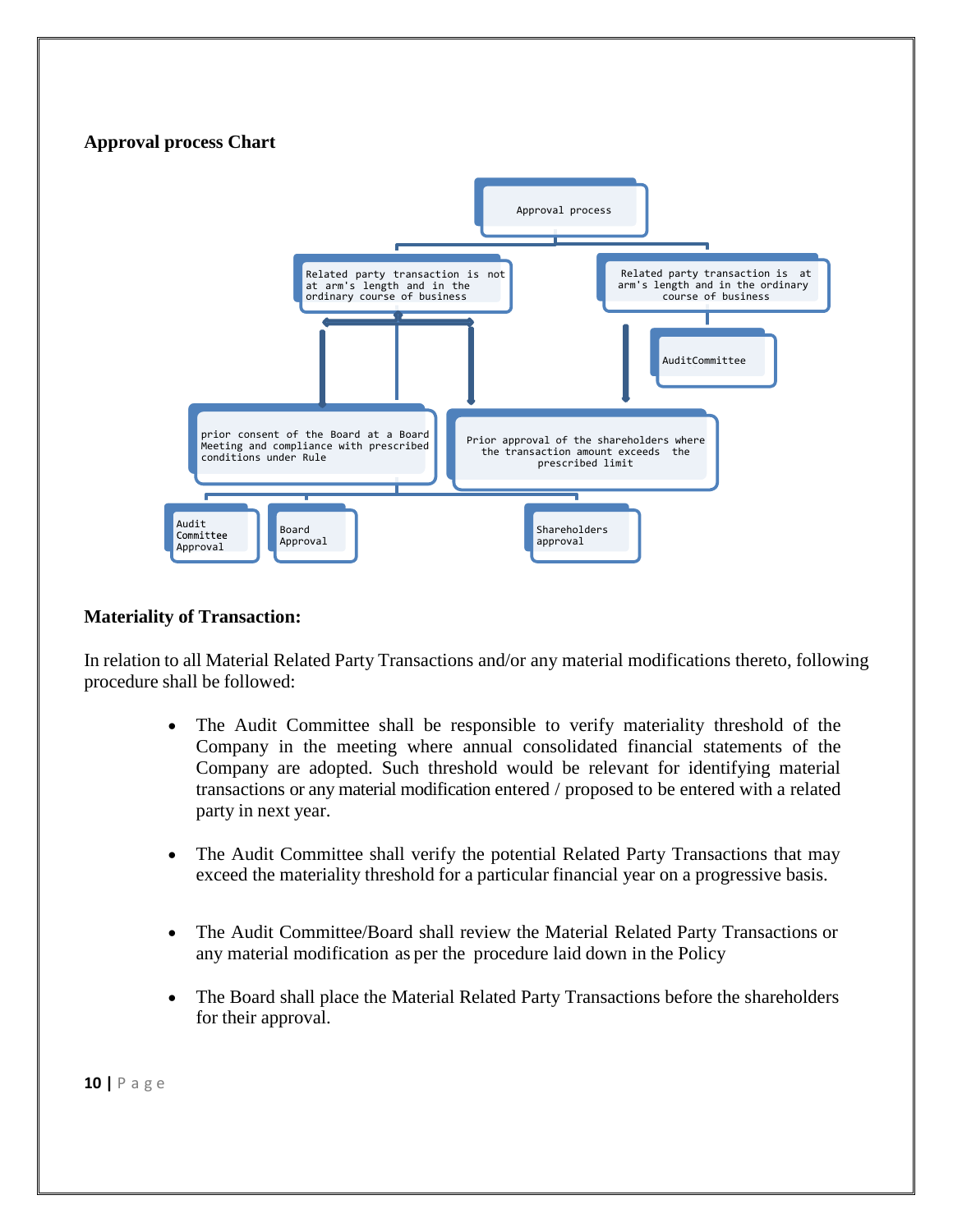**Approval process Chart**

Approval process

Related party transaction is not at arm's length and in the ordinary course of business

Related party transaction is at arm's length and in the ordinary course of business

AuditCommittee

prior consent of the Board at a Board Meeting and compliance with prescribed conditions under Rule

Prior approval of the shareholders where the transaction amount exceeds the prescribed limit

Audit Committee Approval

Board Approval

Shareholders approval

**Materiality of Transaction:**

In relation to all Material Related Party Transactions and/or any material modifications thereto, following procedure shall be followed:

- The Audit Committee shall be responsible to verify materiality threshold of the Company in the meeting where annual consolidated financial statements of the Company are adopted. Such threshold would be relevant for identifying material transactions or any material modification entered / proposed to be entered with a related party in next year.
- The Audit Committee shall verify the potential Related Party Transactions that may exceed the materiality threshold for a particular financial year on a progressive basis.
- The Audit Committee/Board shall review the Material Related Party Transactions or any material modification as per the procedure laid down in the Policy
- The Board shall place the Material Related Party Transactions before the shareholders for their approval.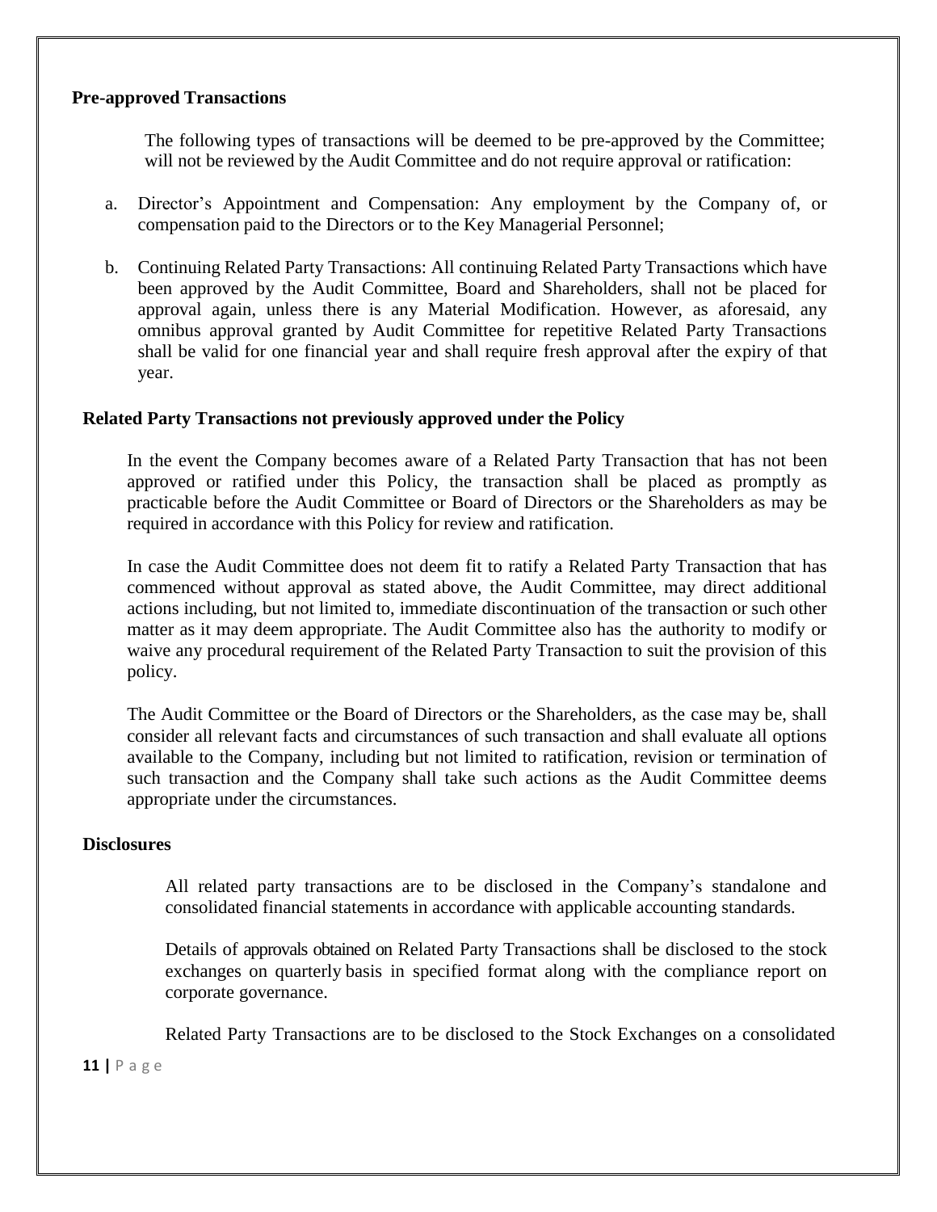**Pre-approved Transactions**

The following types of transactions will be deemed to be pre-approved by the Committee; will not be reviewed by the Audit Committee and do not require approval or ratification:

a. Director's Appointment and Compensation: Any employment by the Company of, or compensation paid to the Directors or to the Key Managerial Personnel;

b. Continuing Related Party Transactions: All continuing Related Party Transactions which have been approved by the Audit Committee, Board and Shareholders, shall not be placed for approval again, unless there is any Material Modification. However, as aforesaid, any omnibus approval granted by Audit Committee for repetitive Related Party Transactions shall be valid for one financial year and shall require fresh approval after the expiry of that year.

**Related Party Transactions not previously approved under the Policy**

In the event the Company becomes aware of a Related Party Transaction that has not been approved or ratified under this Policy, the transaction shall be placed as promptly as practicable before the Audit Committee or Board of Directors or the Shareholders as may be required in accordance with this Policy for review and ratification.

In case the Audit Committee does not deem fit to ratify a Related Party Transaction that has commenced without approval as stated above, the Audit Committee, may direct additional actions including, but not limited to, immediate discontinuation of the transaction or such other matter as it may deem appropriate. The Audit Committee also has the authority to modify or waive any procedural requirement of the Related Party Transaction to suit the provision of this policy.

The Audit Committee or the Board of Directors or the Shareholders, as the case may be, shall consider all relevant facts and circumstances of such transaction and shall evaluate all options available to the Company, including but not limited to ratification, revision or termination of such transaction and the Company shall take such actions as the Audit Committee deems appropriate under the circumstances.

**Disclosures**

All related party transactions are to be disclosed in the Company's standalone and consolidated financial statements in accordance with applicable accounting standards.

Details of approvals obtained on Related Party Transactions shall be disclosed to the stock exchanges on quarterly basis in specified format along with the compliance report on corporate governance.

Related Party Transactions are to be disclosed to the Stock Exchanges on a consolidated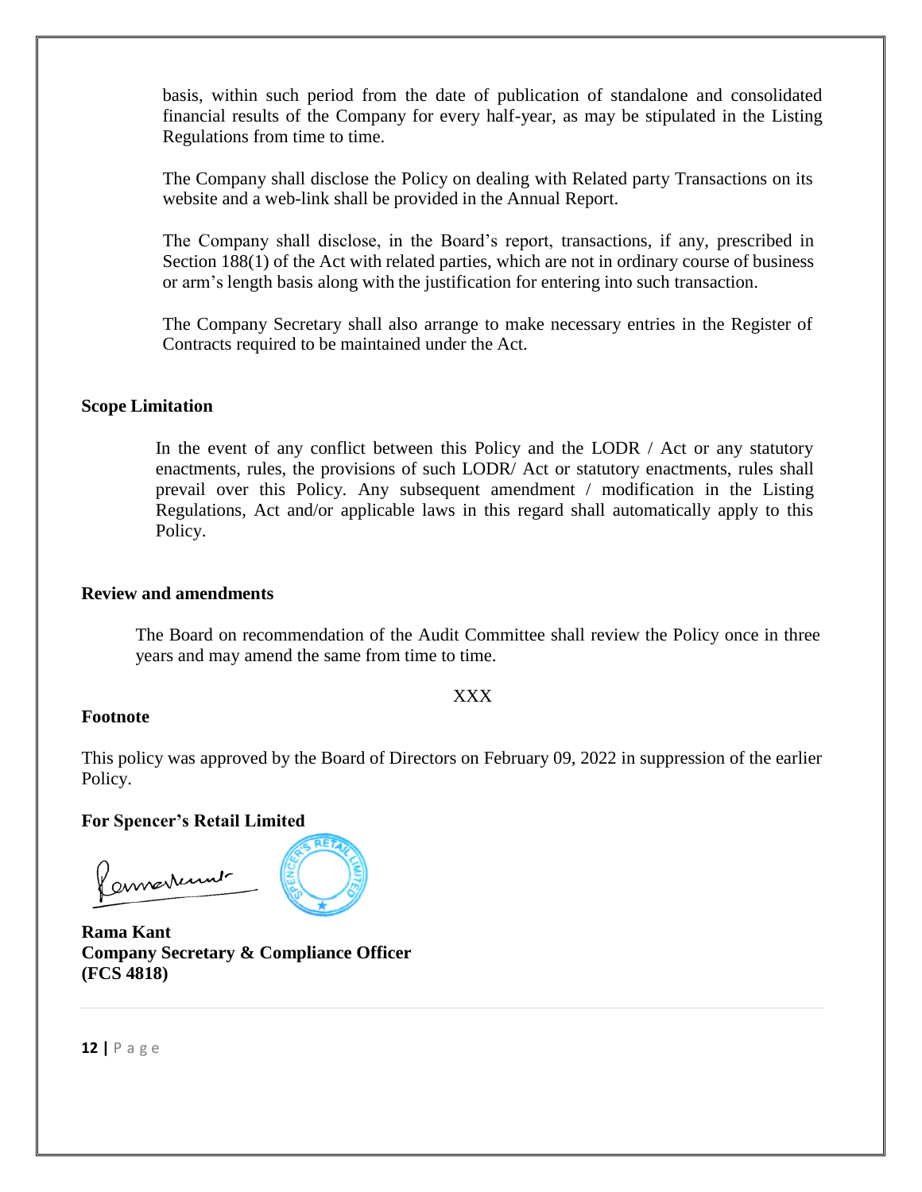basis, within such period from the date of publication of standalone and consolidated financial results of the Company for every half-year, as may be stipulated in the Listing Regulations from time to time.

The Company shall disclose the Policy on dealing with Related party Transactions on its website and a web-link shall be provided in the Annual Report.

The Company shall disclose, in the Board's report, transactions, if any, prescribed in Section 188(1) of the Act with related parties, which are not in ordinary course of business or arm's length basis along with the justification for entering into such transaction.

The Company Secretary shall also arrange to make necessary entries in the Register of Contracts required to be maintained under the Act.

**Scope Limitation**

In the event of any conflict between this Policy and the LODR / Act or any statutory enactments, rules, the provisions of such LODR/ Act or statutory enactments, rules shall prevail over this Policy. Any subsequent amendment / modification in the Listing Regulations, Act and/or applicable laws in this regard shall automatically apply to this Policy.

**Review and amendments**

The Board on recommendation of the Audit Committee shall review the Policy once in three years and may amend the same from time to time.

XXX

**Footnote**

This policy was approved by the Board of Directors on February 09, 2022 in suppression of the earlier Policy.

**For Spencer's Retail Limited**

**Rama Kant**
**Company Secretary & Compliance Officer**
**(FCS 4818)**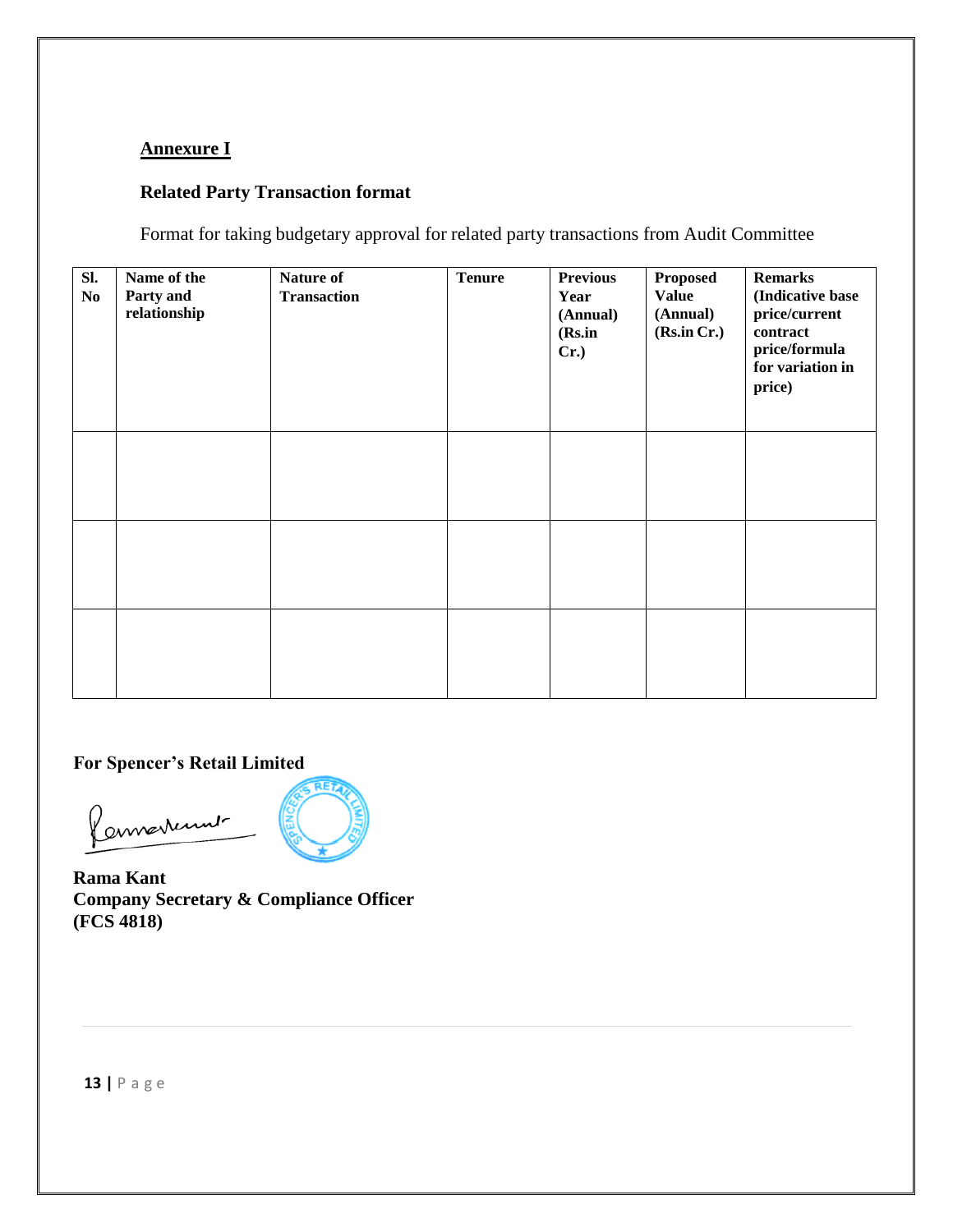**Annexure I**

**Related Party Transaction format**

Format for taking budgetary approval for related party transactions from Audit Committee

| Sl. No | Name of the Party and relationship | Nature of Transaction | Tenure | Previous Year (Annual) (Rs.in Cr.) | Proposed Value (Annual) (Rs.in Cr.) | Remarks (Indicative base price/current contract price/formula for variation in price) |
|---|---|---|---|---|---|---|
| | | | | | | |
| | | | | | | |
| | | | | | | |

**For Spencer's Retail Limited**

**Rama Kant**
**Company Secretary & Compliance Officer**
**(FCS 4818)**